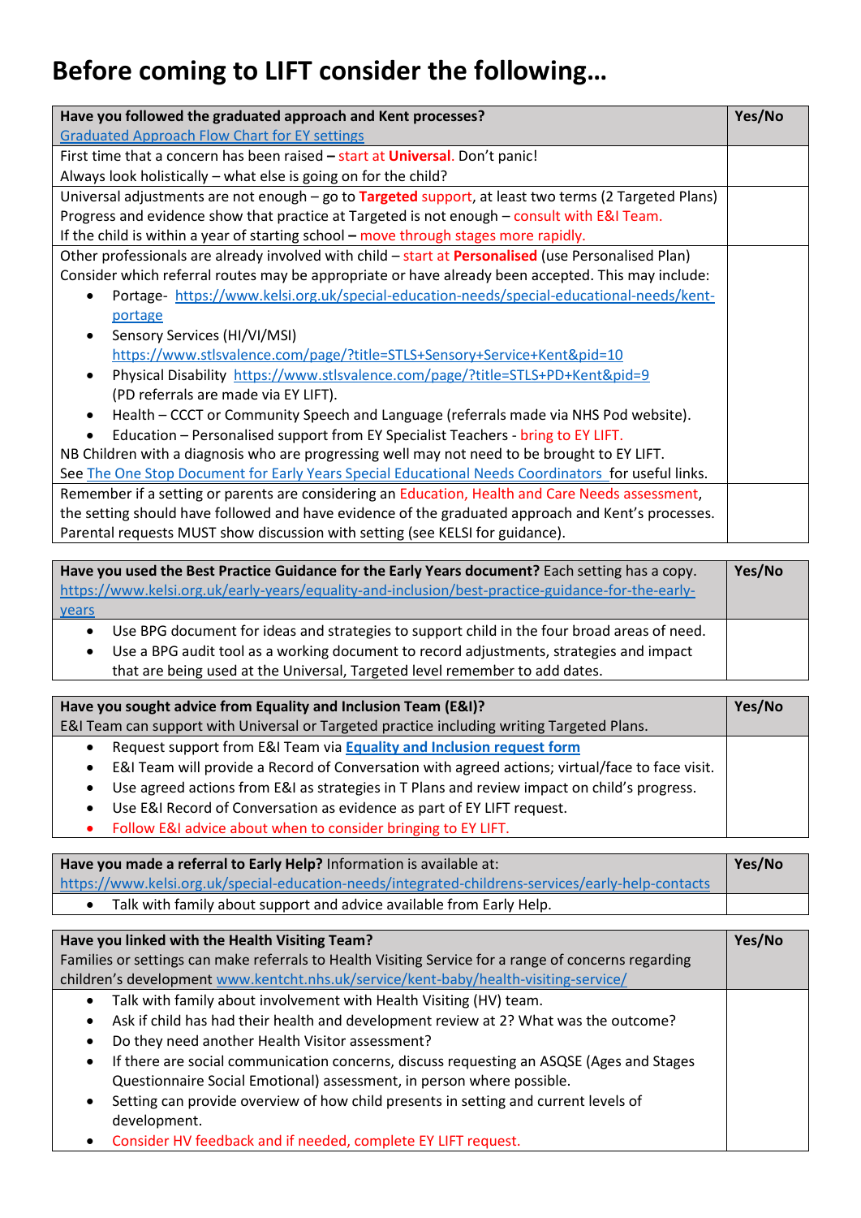# Before coming to LIFT consider the following…

| Have you followed the graduated approach and Kent processes? [Graduated Approach Flow Chart for EY settings](Graduated Approach Flow Chart for EY settings) | Yes/No |
|---|---|
| First time that a concern has been raised – start at **Universal**. Don't panic!<br>Always look holistically – what else is going on for the child? | |
| Universal adjustments are not enough – go to **Targeted** support, at least two terms (2 Targeted Plans)<br>Progress and evidence show that practice at Targeted is not enough – consult with E&I Team.<br>If the child is within a year of starting school – move through stages more rapidly. | |
| Other professionals are already involved with child – start at **Personalised** (use Personalised Plan)<br>Consider which referral routes may be appropriate or have already been accepted. This may include:<br>• Portage- https://www.kelsi.org.uk/special-education-needs/special-educational-needs/kent-portage<br>• Sensory Services (HI/VI/MSI) https://www.stlsvalence.com/page/?title=STLS+Sensory+Service+Kent&pid=10<br>• Physical Disability https://www.stlsvalence.com/page/?title=STLS+PD+Kent&pid=9 (PD referrals are made via EY LIFT).<br>• Health – CCCT or Community Speech and Language (referrals made via NHS Pod website).<br>• Education – Personalised support from EY Specialist Teachers - bring to EY LIFT.<br>NB Children with a diagnosis who are progressing well may not need to be brought to EY LIFT.<br>See The One Stop Document for Early Years Special Educational Needs Coordinators for useful links. | |
| Remember if a setting or parents are considering an Education, Health and Care Needs assessment, the setting should have followed and have evidence of the graduated approach and Kent's processes. Parental requests MUST show discussion with setting (see KELSI for guidance). | |

| **Have you used the Best Practice Guidance for the Early Years document?** Each setting has a copy. https://www.kelsi.org.uk/early-years/equality-and-inclusion/best-practice-guidance-for-the-early-years | Yes/No |
|---|---|
| • Use BPG document for ideas and strategies to support child in the four broad areas of need.<br>• Use a BPG audit tool as a working document to record adjustments, strategies and impact that are being used at the Universal, Targeted level remember to add dates. | |

| **Have you sought advice from Equality and Inclusion Team (E&I)?**<br>E&I Team can support with Universal or Targeted practice including writing Targeted Plans. | Yes/No |
|---|---|
| • Request support from E&I Team via **Equality and Inclusion request form**<br>• E&I Team will provide a Record of Conversation with agreed actions; virtual/face to face visit.<br>• Use agreed actions from E&I as strategies in T Plans and review impact on child's progress.<br>• Use E&I Record of Conversation as evidence as part of EY LIFT request.<br>• Follow E&I advice about when to consider bringing to EY LIFT. | |

| **Have you made a referral to Early Help?** Information is available at: https://www.kelsi.org.uk/special-education-needs/integrated-childrens-services/early-help-contacts | Yes/No |
|---|---|
| • Talk with family about support and advice available from Early Help. | |

| **Have you linked with the Health Visiting Team?**<br>Families or settings can make referrals to Health Visiting Service for a range of concerns regarding children's development www.kentcht.nhs.uk/service/kent-baby/health-visiting-service/ | Yes/No |
|---|---|
| • Talk with family about involvement with Health Visiting (HV) team.<br>• Ask if child has had their health and development review at 2? What was the outcome?<br>• Do they need another Health Visitor assessment?<br>• If there are social communication concerns, discuss requesting an ASQSE (Ages and Stages Questionnaire Social Emotional) assessment, in person where possible.<br>• Setting can provide overview of how child presents in setting and current levels of development.<br>• Consider HV feedback and if needed, complete EY LIFT request. | |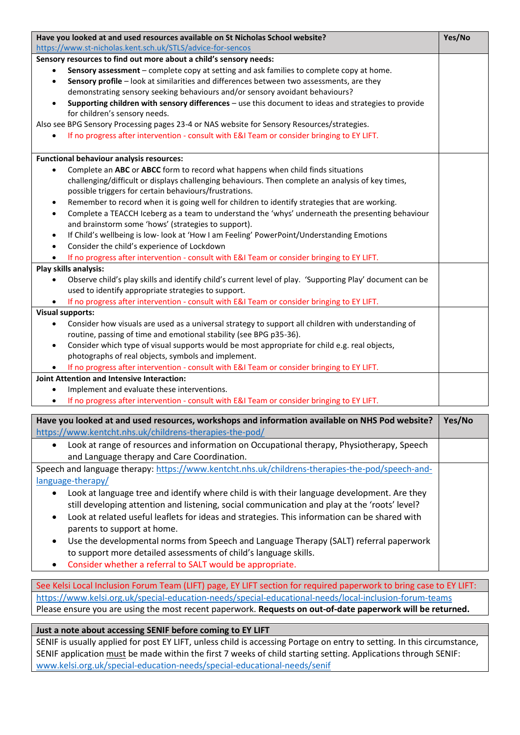| Have you looked at and used resources available on St Nicholas School website? https://www.st-nicholas.kent.sch.uk/STLS/advice-for-sencos | Yes/No |
|---|---|
| **Sensory resources to find out more about a child's sensory needs:**<br>• **Sensory assessment** – complete copy at setting and ask families to complete copy at home.<br>• **Sensory profile** – look at similarities and differences between two assessments, are they demonstrating sensory seeking behaviours and/or sensory avoidant behaviours?<br>• **Supporting children with sensory differences** – use this document to ideas and strategies to provide for children's sensory needs.<br>Also see BPG Sensory Processing pages 23-4 or NAS website for Sensory Resources/strategies.<br>• If no progress after intervention - consult with E&I Team or consider bringing to EY LIFT. | |
| **Functional behaviour analysis resources:**<br>• Complete an **ABC** or **ABCC** form to record what happens when child finds situations challenging/difficult or displays challenging behaviours. Then complete an analysis of key times, possible triggers for certain behaviours/frustrations.<br>• Remember to record when it is going well for children to identify strategies that are working.<br>• Complete a TEACCH Iceberg as a team to understand the 'whys' underneath the presenting behaviour and brainstorm some 'hows' (strategies to support).<br>• If Child's wellbeing is low- look at 'How I am Feeling' PowerPoint/Understanding Emotions<br>• Consider the child's experience of Lockdown<br>• If no progress after intervention - consult with E&I Team or consider bringing to EY LIFT. | |
| **Play skills analysis:**<br>• Observe child's play skills and identify child's current level of play. 'Supporting Play' document can be used to identify appropriate strategies to support.<br>• If no progress after intervention - consult with E&I Team or consider bringing to EY LIFT. | |
| **Visual supports:**<br>• Consider how visuals are used as a universal strategy to support all children with understanding of routine, passing of time and emotional stability (see BPG p35-36).<br>• Consider which type of visual supports would be most appropriate for child e.g. real objects, photographs of real objects, symbols and implement.<br>• If no progress after intervention - consult with E&I Team or consider bringing to EY LIFT. | |
| **Joint Attention and Intensive Interaction:**<br>• Implement and evaluate these interventions.<br>• If no progress after intervention - consult with E&I Team or consider bringing to EY LIFT. | |

| Have you looked at and used resources, workshops and information available on NHS Pod website? https://www.kentcht.nhs.uk/childrens-therapies-the-pod/ | Yes/No |
|---|---|
| • Look at range of resources and information on Occupational therapy, Physiotherapy, Speech and Language therapy and Care Coordination. | |
| Speech and language therapy: https://www.kentcht.nhs.uk/childrens-therapies-the-pod/speech-and-language-therapy/<br>• Look at language tree and identify where child is with their language development. Are they still developing attention and listening, social communication and play at the 'roots' level?<br>• Look at related useful leaflets for ideas and strategies. This information can be shared with parents to support at home.<br>• Use the developmental norms from Speech and Language Therapy (SALT) referral paperwork to support more detailed assessments of child's language skills.<br>• Consider whether a referral to SALT would be appropriate. | |

| See Kelsi Local Inclusion Forum Team (LIFT) page, EY LIFT section for required paperwork to bring case to EY LIFT: |
|---|
| https://www.kelsi.org.uk/special-education-needs/special-educational-needs/local-inclusion-forum-teams<br>Please ensure you are using the most recent paperwork. **Requests on out-of-date paperwork will be returned.** |

| Just a note about accessing SENIF before coming to EY LIFT |
|---|
| SENIF is usually applied for post EY LIFT, unless child is accessing Portage on entry to setting. In this circumstance, SENIF application must be made within the first 7 weeks of child starting setting. Applications through SENIF: www.kelsi.org.uk/special-education-needs/special-educational-needs/senif |